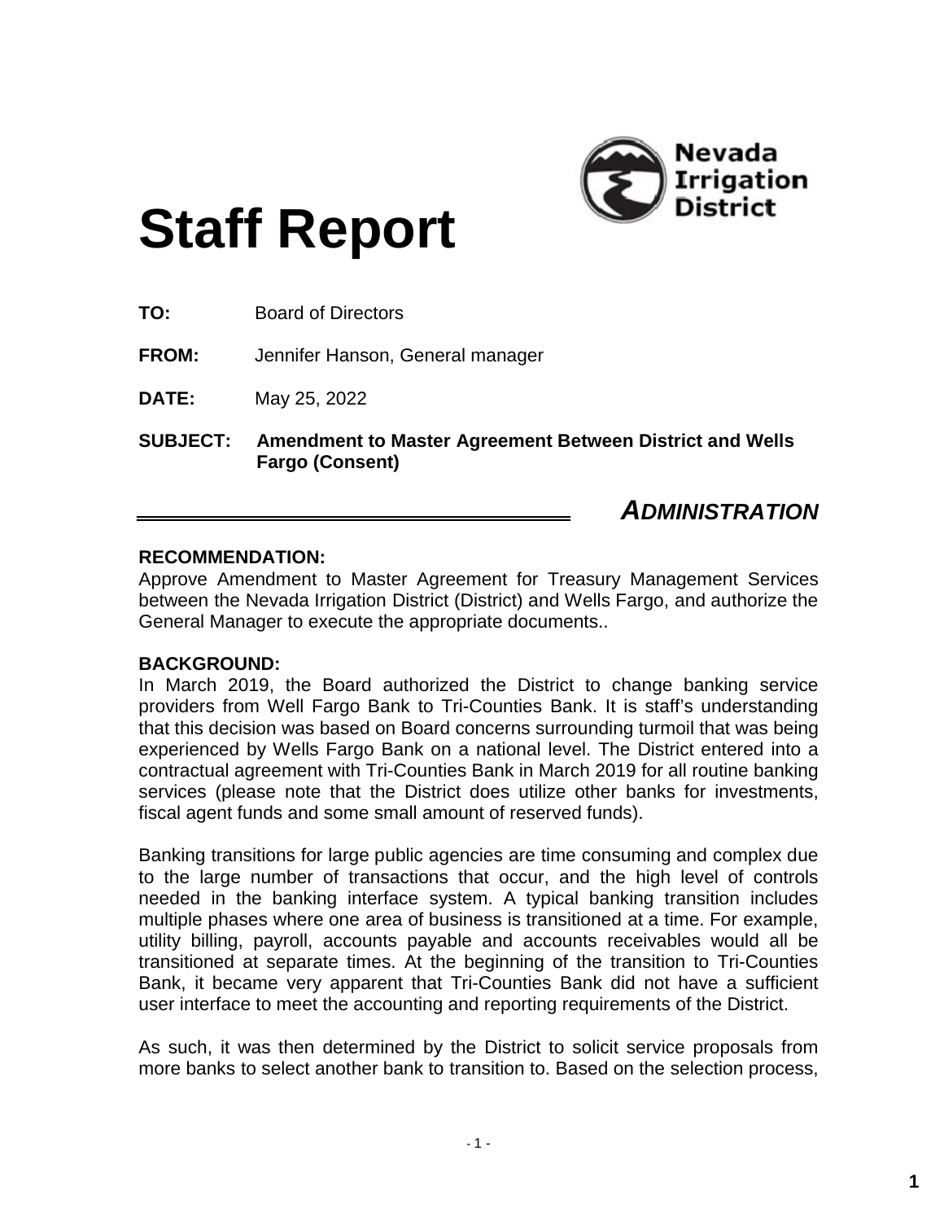Nevada Irrigation District

# Staff Report

**TO:** Board of Directors

**FROM:** Jennifer Hanson, General manager

**DATE:** May 25, 2022

**SUBJECT: Amendment to Master Agreement Between District and Wells Fargo (Consent)**

***ADMINISTRATION***

**RECOMMENDATION:**
Approve Amendment to Master Agreement for Treasury Management Services between the Nevada Irrigation District (District) and Wells Fargo, and authorize the General Manager to execute the appropriate documents..

**BACKGROUND:**
In March 2019, the Board authorized the District to change banking service providers from Well Fargo Bank to Tri-Counties Bank. It is staff's understanding that this decision was based on Board concerns surrounding turmoil that was being experienced by Wells Fargo Bank on a national level. The District entered into a contractual agreement with Tri-Counties Bank in March 2019 for all routine banking services (please note that the District does utilize other banks for investments, fiscal agent funds and some small amount of reserved funds).

Banking transitions for large public agencies are time consuming and complex due to the large number of transactions that occur, and the high level of controls needed in the banking interface system. A typical banking transition includes multiple phases where one area of business is transitioned at a time. For example, utility billing, payroll, accounts payable and accounts receivables would all be transitioned at separate times. At the beginning of the transition to Tri-Counties Bank, it became very apparent that Tri-Counties Bank did not have a sufficient user interface to meet the accounting and reporting requirements of the District.

As such, it was then determined by the District to solicit service proposals from more banks to select another bank to transition to. Based on the selection process,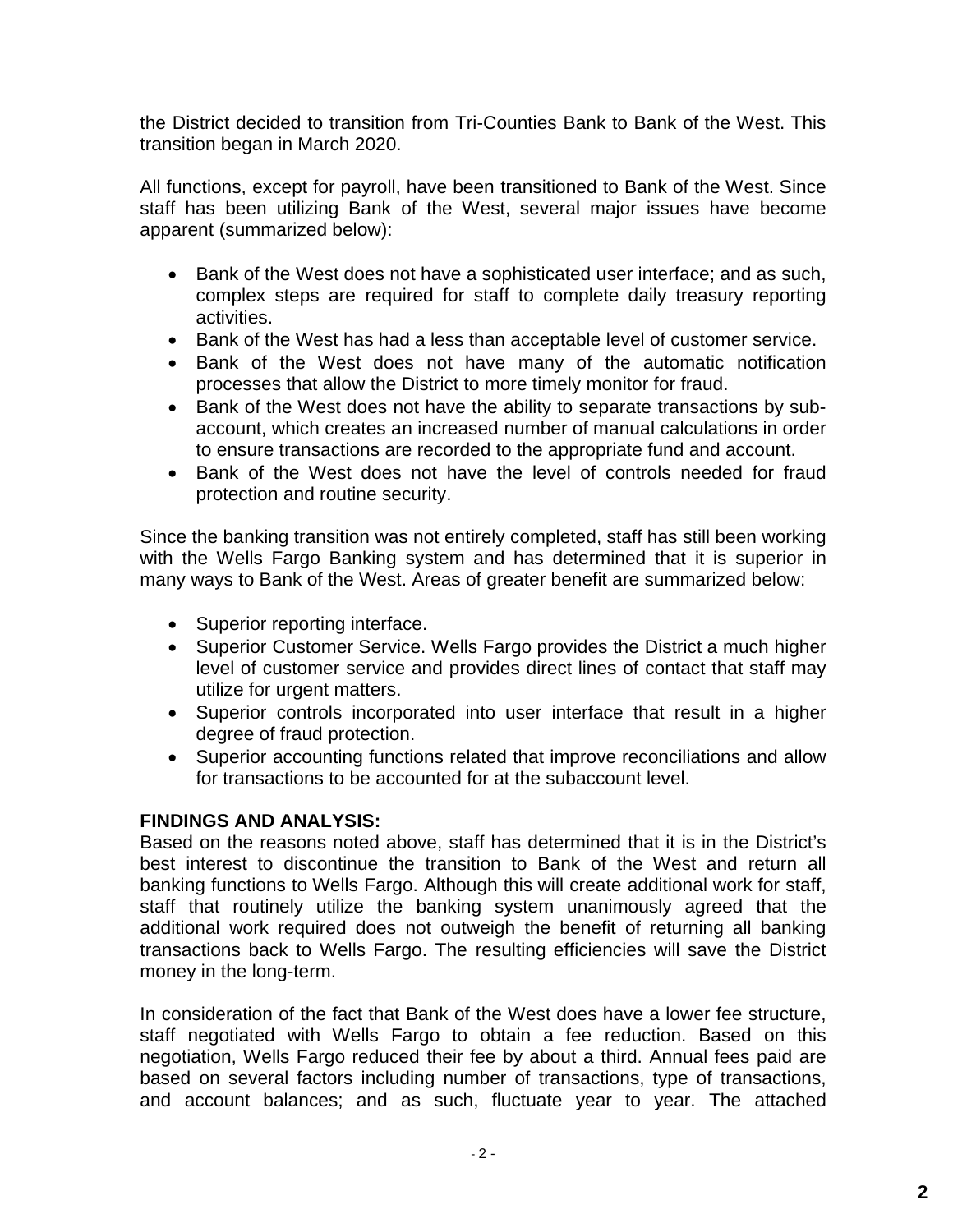the District decided to transition from Tri-Counties Bank to Bank of the West. This transition began in March 2020.

All functions, except for payroll, have been transitioned to Bank of the West. Since staff has been utilizing Bank of the West, several major issues have become apparent (summarized below):

- Bank of the West does not have a sophisticated user interface; and as such, complex steps are required for staff to complete daily treasury reporting activities.
- Bank of the West has had a less than acceptable level of customer service.
- Bank of the West does not have many of the automatic notification processes that allow the District to more timely monitor for fraud.
- Bank of the West does not have the ability to separate transactions by sub-account, which creates an increased number of manual calculations in order to ensure transactions are recorded to the appropriate fund and account.
- Bank of the West does not have the level of controls needed for fraud protection and routine security.

Since the banking transition was not entirely completed, staff has still been working with the Wells Fargo Banking system and has determined that it is superior in many ways to Bank of the West. Areas of greater benefit are summarized below:

- Superior reporting interface.
- Superior Customer Service. Wells Fargo provides the District a much higher level of customer service and provides direct lines of contact that staff may utilize for urgent matters.
- Superior controls incorporated into user interface that result in a higher degree of fraud protection.
- Superior accounting functions related that improve reconciliations and allow for transactions to be accounted for at the subaccount level.

**FINDINGS AND ANALYSIS:**

Based on the reasons noted above, staff has determined that it is in the District's best interest to discontinue the transition to Bank of the West and return all banking functions to Wells Fargo. Although this will create additional work for staff, staff that routinely utilize the banking system unanimously agreed that the additional work required does not outweigh the benefit of returning all banking transactions back to Wells Fargo. The resulting efficiencies will save the District money in the long-term.

In consideration of the fact that Bank of the West does have a lower fee structure, staff negotiated with Wells Fargo to obtain a fee reduction. Based on this negotiation, Wells Fargo reduced their fee by about a third. Annual fees paid are based on several factors including number of transactions, type of transactions, and account balances; and as such, fluctuate year to year. The attached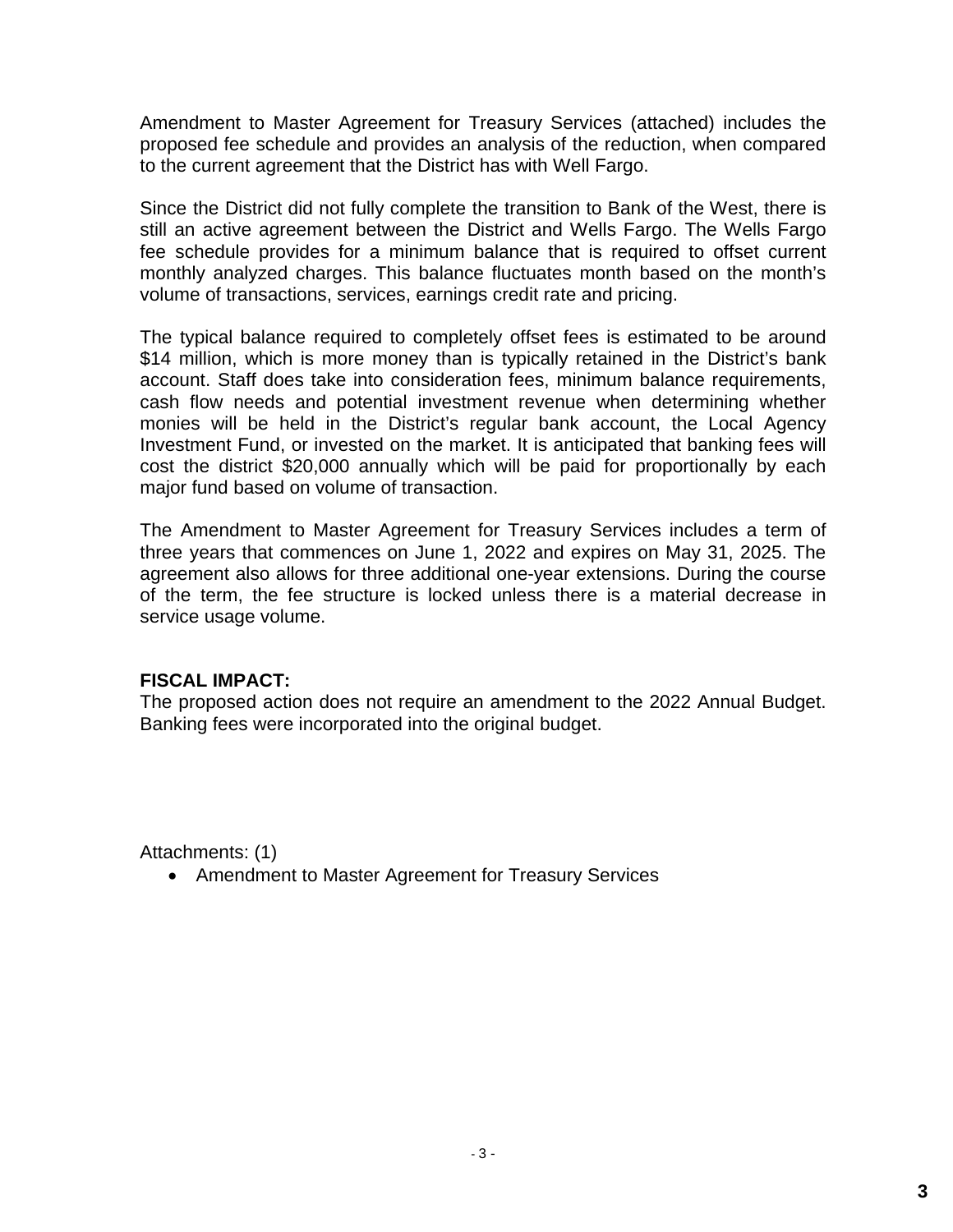Amendment to Master Agreement for Treasury Services (attached) includes the proposed fee schedule and provides an analysis of the reduction, when compared to the current agreement that the District has with Well Fargo.

Since the District did not fully complete the transition to Bank of the West, there is still an active agreement between the District and Wells Fargo. The Wells Fargo fee schedule provides for a minimum balance that is required to offset current monthly analyzed charges. This balance fluctuates month based on the month's volume of transactions, services, earnings credit rate and pricing.

The typical balance required to completely offset fees is estimated to be around $14 million, which is more money than is typically retained in the District's bank account. Staff does take into consideration fees, minimum balance requirements, cash flow needs and potential investment revenue when determining whether monies will be held in the District's regular bank account, the Local Agency Investment Fund, or invested on the market. It is anticipated that banking fees will cost the district $20,000 annually which will be paid for proportionally by each major fund based on volume of transaction.

The Amendment to Master Agreement for Treasury Services includes a term of three years that commences on June 1, 2022 and expires on May 31, 2025. The agreement also allows for three additional one-year extensions. During the course of the term, the fee structure is locked unless there is a material decrease in service usage volume.

**FISCAL IMPACT:**

The proposed action does not require an amendment to the 2022 Annual Budget. Banking fees were incorporated into the original budget.

Attachments: (1)

- Amendment to Master Agreement for Treasury Services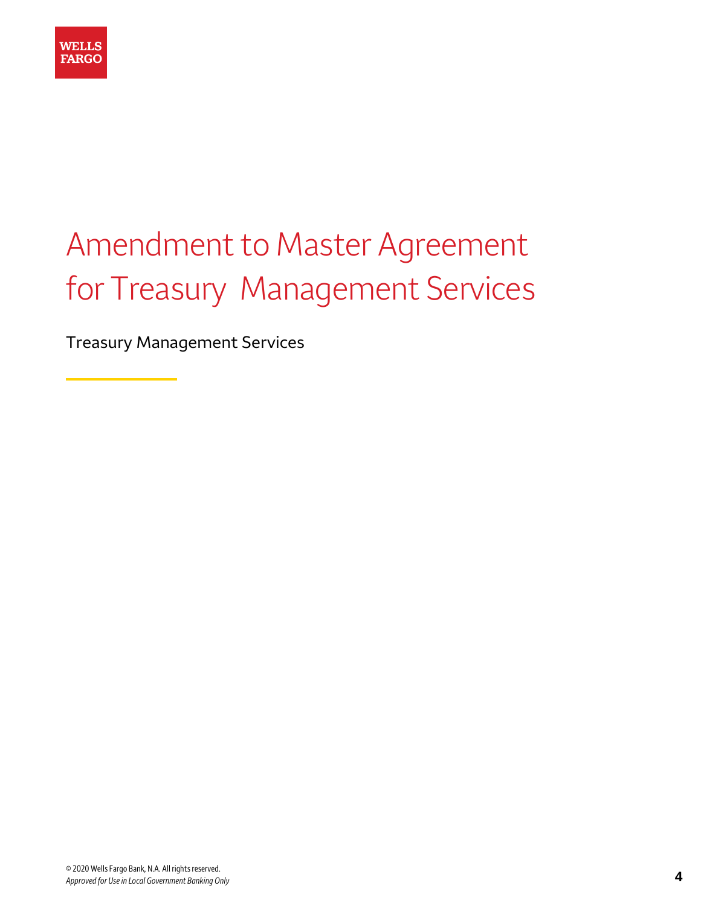WELLS FARGO

# Amendment to Master Agreement for Treasury Management Services

Treasury Management Services

© 2020 Wells Fargo Bank, N.A. All rights reserved.
*Approved for Use in Local Government Banking Only*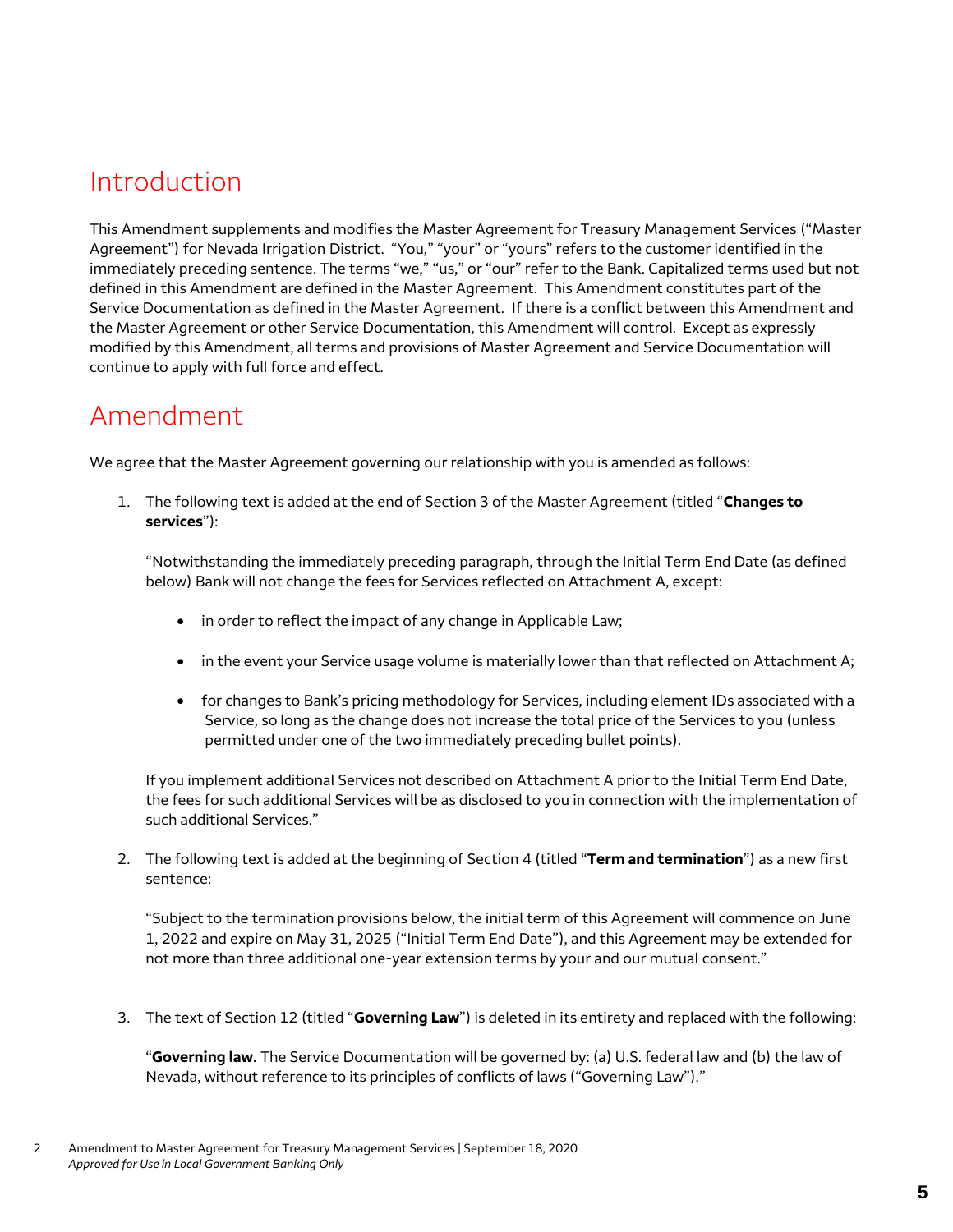# Introduction

This Amendment supplements and modifies the Master Agreement for Treasury Management Services ("Master Agreement") for Nevada Irrigation District. "You," "your" or "yours" refers to the customer identified in the immediately preceding sentence. The terms "we," "us," or "our" refer to the Bank. Capitalized terms used but not defined in this Amendment are defined in the Master Agreement. This Amendment constitutes part of the Service Documentation as defined in the Master Agreement. If there is a conflict between this Amendment and the Master Agreement or other Service Documentation, this Amendment will control. Except as expressly modified by this Amendment, all terms and provisions of Master Agreement and Service Documentation will continue to apply with full force and effect.

# Amendment

We agree that the Master Agreement governing our relationship with you is amended as follows:

1. The following text is added at the end of Section 3 of the Master Agreement (titled "**Changes to services**"):

   "Notwithstanding the immediately preceding paragraph, through the Initial Term End Date (as defined below) Bank will not change the fees for Services reflected on Attachment A, except:

   - in order to reflect the impact of any change in Applicable Law;
   - in the event your Service usage volume is materially lower than that reflected on Attachment A;
   - for changes to Bank's pricing methodology for Services, including element IDs associated with a Service, so long as the change does not increase the total price of the Services to you (unless permitted under one of the two immediately preceding bullet points).

   If you implement additional Services not described on Attachment A prior to the Initial Term End Date, the fees for such additional Services will be as disclosed to you in connection with the implementation of such additional Services."

2. The following text is added at the beginning of Section 4 (titled "**Term and termination**") as a new first sentence:

   "Subject to the termination provisions below, the initial term of this Agreement will commence on June 1, 2022 and expire on May 31, 2025 ("Initial Term End Date"), and this Agreement may be extended for not more than three additional one-year extension terms by your and our mutual consent."

3. The text of Section 12 (titled "**Governing Law**") is deleted in its entirety and replaced with the following:

   "**Governing law.** The Service Documentation will be governed by: (a) U.S. federal law and (b) the law of Nevada, without reference to its principles of conflicts of laws ("Governing Law")."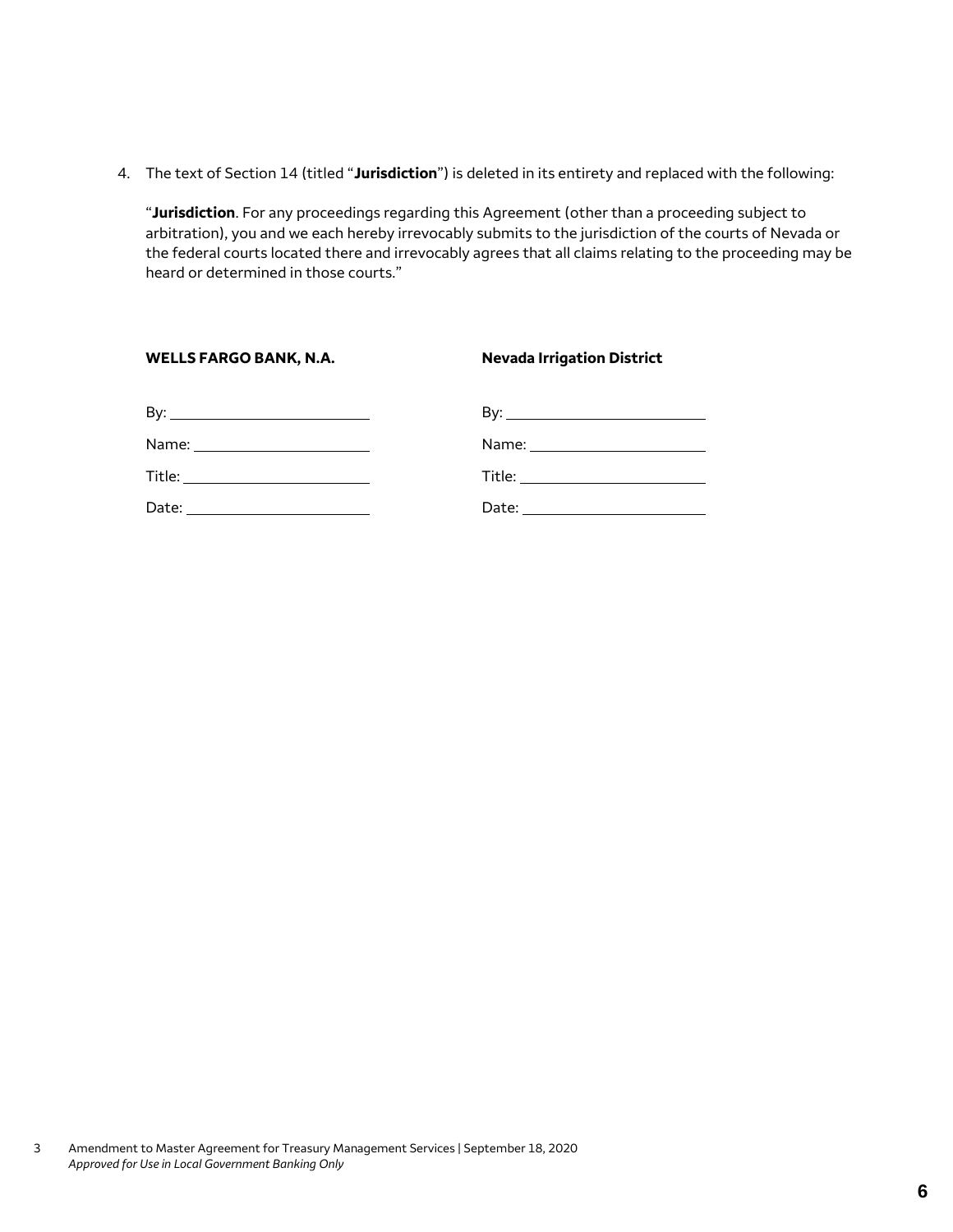4. The text of Section 14 (titled "**Jurisdiction**") is deleted in its entirety and replaced with the following:

   "**Jurisdiction**. For any proceedings regarding this Agreement (other than a proceeding subject to arbitration), you and we each hereby irrevocably submits to the jurisdiction of the courts of Nevada or the federal courts located there and irrevocably agrees that all claims relating to the proceeding may be heard or determined in those courts."

| **WELLS FARGO BANK, N.A.** | **Nevada Irrigation District** |
|---|---|
| By: ______________________ | By: ______________________ |
| Name: ____________________ | Name: ____________________ |
| Title: _____________________ | Title: _____________________ |
| Date: _____________________ | Date: _____________________ |

Amendment to Master Agreement for Treasury Management Services | September 18, 2020
*Approved for Use in Local Government Banking Only*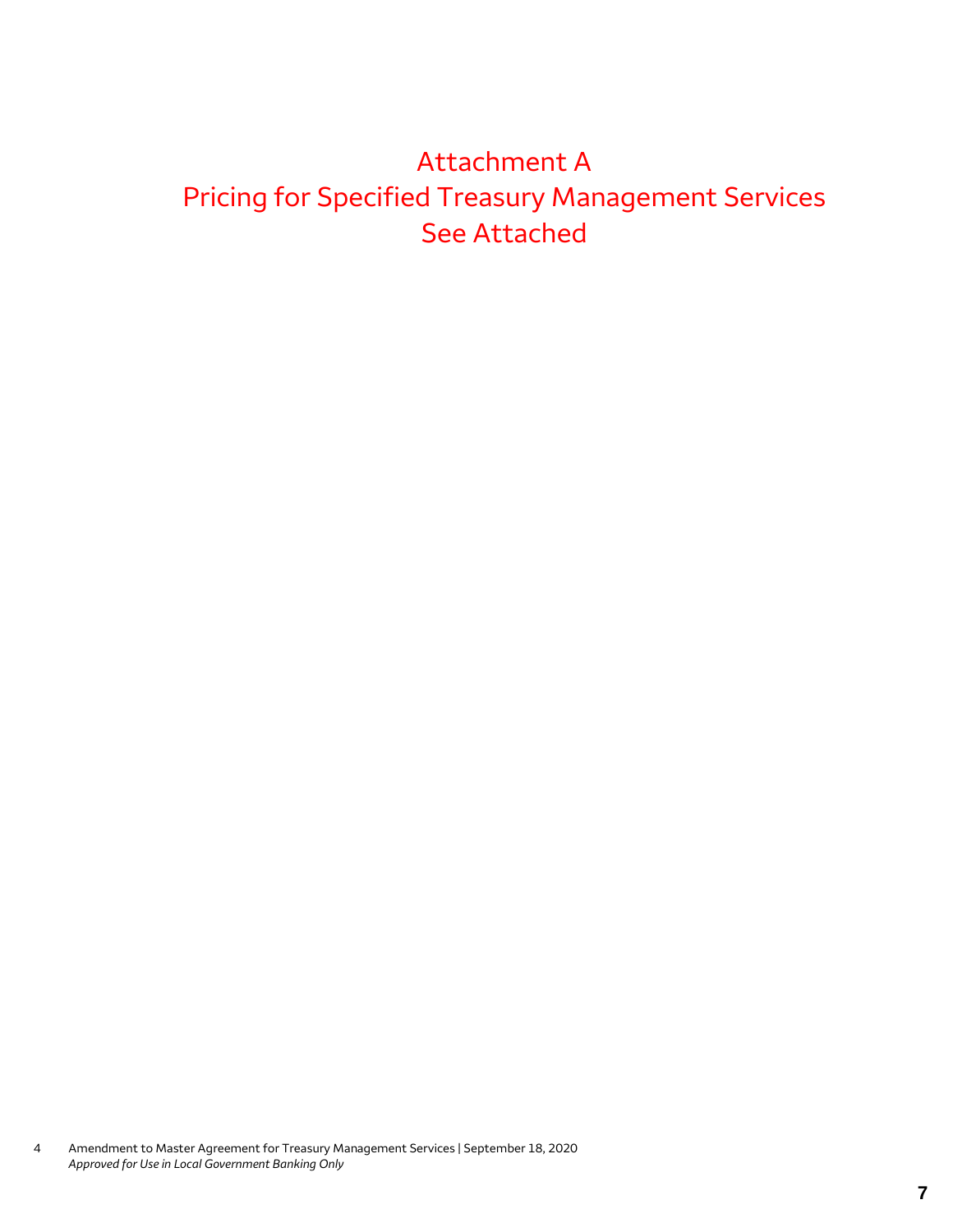# Attachment A
# Pricing for Specified Treasury Management Services
# See Attached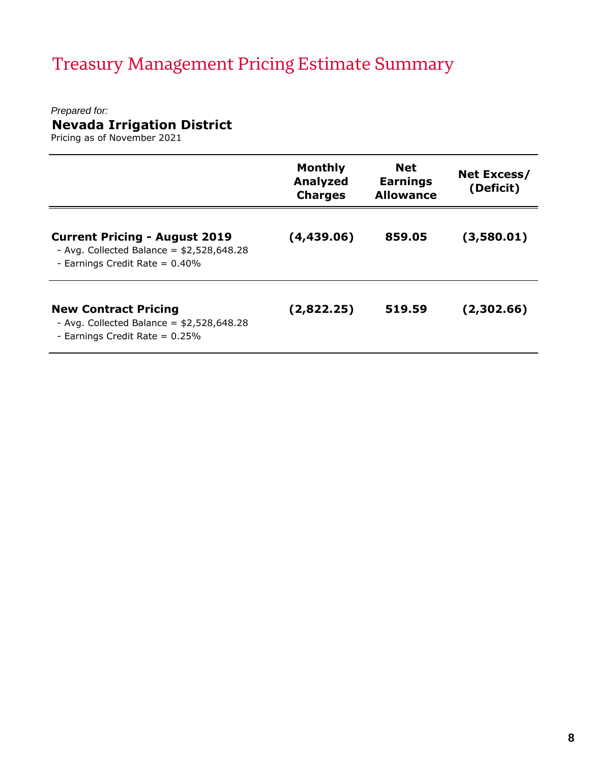# Treasury Management Pricing Estimate Summary

*Prepared for:*

**Nevada Irrigation District**

Pricing as of November 2021

| | Monthly Analyzed Charges | Net Earnings Allowance | Net Excess/ (Deficit) |
|---|---|---|---|
| **Current Pricing - August 2019**<br>- Avg. Collected Balance = $2,528,648.28<br>- Earnings Credit Rate = 0.40% | **(4,439.06)** | **859.05** | **(3,580.01)** |
| **New Contract Pricing**<br>- Avg. Collected Balance = $2,528,648.28<br>- Earnings Credit Rate = 0.25% | **(2,822.25)** | **519.59** | **(2,302.66)** |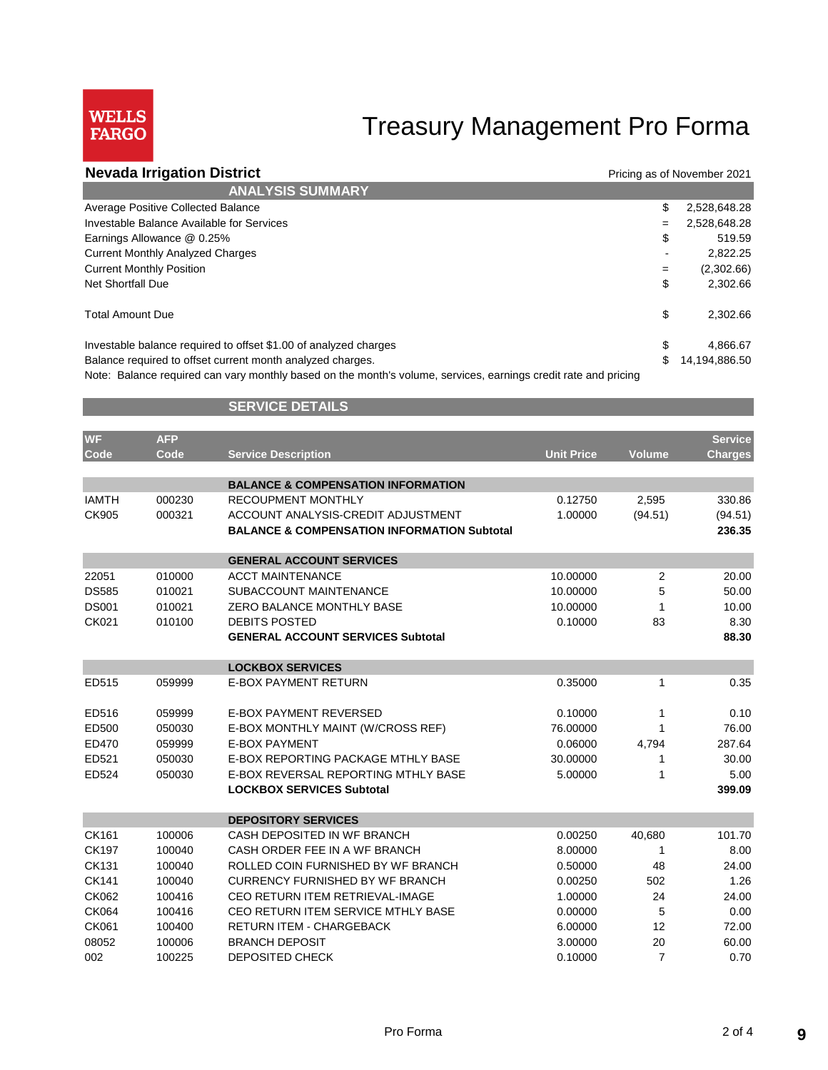WELLS FARGO

# Treasury Management Pro Forma

**Nevada Irrigation District** — Pricing as of November 2021

## ANALYSIS SUMMARY

| | | |
|---|---|---|
| Average Positive Collected Balance | $ | 2,528,648.28 |
| Investable Balance Available for Services | = | 2,528,648.28 |
| Earnings Allowance @ 0.25% | $ | 519.59 |
| Current Monthly Analyzed Charges | - | 2,822.25 |
| Current Monthly Position | = | (2,302.66) |
| Net Shortfall Due | $ | 2,302.66 |
| Total Amount Due | $ | 2,302.66 |
| Investable balance required to offset $1.00 of analyzed charges | $ | 4,866.67 |
| Balance required to offset current month analyzed charges. | $ | 14,194,886.50 |

Note: Balance required can vary monthly based on the month's volume, services, earnings credit rate and pricing

## SERVICE DETAILS

| WF Code | AFP Code | Service Description | Unit Price | Volume | Service Charges |
|---|---|---|---|---|---|
| | | **BALANCE & COMPENSATION INFORMATION** | | | |
| IAMTH | 000230 | RECOUPMENT MONTHLY | 0.12750 | 2,595 | 330.86 |
| CK905 | 000321 | ACCOUNT ANALYSIS-CREDIT ADJUSTMENT | 1.00000 | (94.51) | (94.51) |
| | | **BALANCE & COMPENSATION INFORMATION Subtotal** | | | **236.35** |
| | | **GENERAL ACCOUNT SERVICES** | | | |
| 22051 | 010000 | ACCT MAINTENANCE | 10.00000 | 2 | 20.00 |
| DS585 | 010021 | SUBACCOUNT MAINTENANCE | 10.00000 | 5 | 50.00 |
| DS001 | 010021 | ZERO BALANCE MONTHLY BASE | 10.00000 | 1 | 10.00 |
| CK021 | 010100 | DEBITS POSTED | 0.10000 | 83 | 8.30 |
| | | **GENERAL ACCOUNT SERVICES Subtotal** | | | **88.30** |
| | | **LOCKBOX SERVICES** | | | |
| ED515 | 059999 | E-BOX PAYMENT RETURN | 0.35000 | 1 | 0.35 |
| ED516 | 059999 | E-BOX PAYMENT REVERSED | 0.10000 | 1 | 0.10 |
| ED500 | 050030 | E-BOX MONTHLY MAINT (W/CROSS REF) | 76.00000 | 1 | 76.00 |
| ED470 | 059999 | E-BOX PAYMENT | 0.06000 | 4,794 | 287.64 |
| ED521 | 050030 | E-BOX REPORTING PACKAGE MTHLY BASE | 30.00000 | 1 | 30.00 |
| ED524 | 050030 | E-BOX REVERSAL REPORTING MTHLY BASE | 5.00000 | 1 | 5.00 |
| | | **LOCKBOX SERVICES Subtotal** | | | **399.09** |
| | | **DEPOSITORY SERVICES** | | | |
| CK161 | 100006 | CASH DEPOSITED IN WF BRANCH | 0.00250 | 40,680 | 101.70 |
| CK197 | 100040 | CASH ORDER FEE IN A WF BRANCH | 8.00000 | 1 | 8.00 |
| CK131 | 100040 | ROLLED COIN FURNISHED BY WF BRANCH | 0.50000 | 48 | 24.00 |
| CK141 | 100040 | CURRENCY FURNISHED BY WF BRANCH | 0.00250 | 502 | 1.26 |
| CK062 | 100416 | CEO RETURN ITEM RETRIEVAL-IMAGE | 1.00000 | 24 | 24.00 |
| CK064 | 100416 | CEO RETURN ITEM SERVICE MTHLY BASE | 0.00000 | 5 | 0.00 |
| CK061 | 100400 | RETURN ITEM - CHARGEBACK | 6.00000 | 12 | 72.00 |
| 08052 | 100006 | BRANCH DEPOSIT | 3.00000 | 20 | 60.00 |
| 002 | 100225 | DEPOSITED CHECK | 0.10000 | 7 | 0.70 |

Pro Forma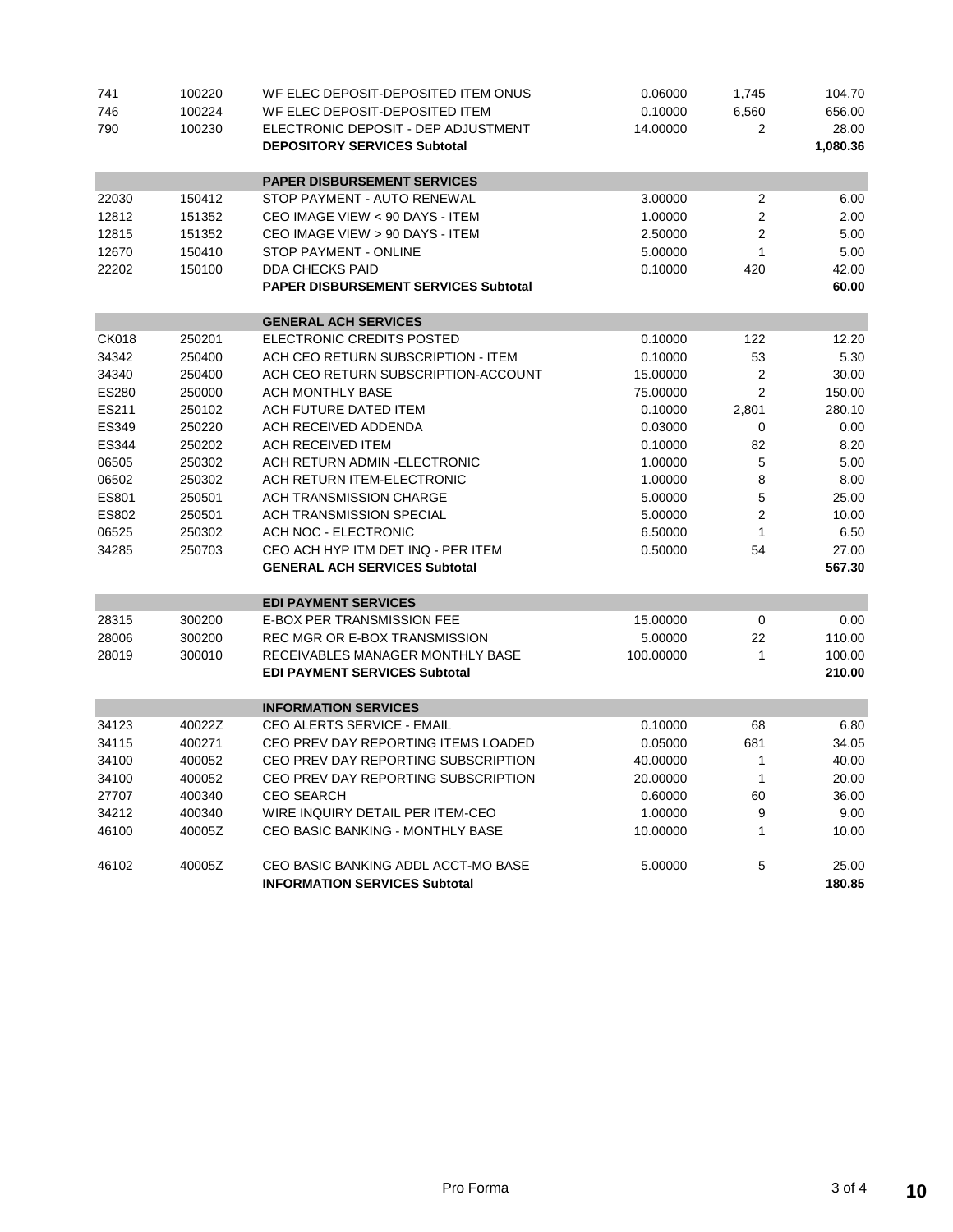| | | | | | |
|---|---|---|---|---|---|
| 741 | 100220 | WF ELEC DEPOSIT-DEPOSITED ITEM ONUS | 0.06000 | 1,745 | 104.70 |
| 746 | 100224 | WF ELEC DEPOSIT-DEPOSITED ITEM | 0.10000 | 6,560 | 656.00 |
| 790 | 100230 | ELECTRONIC DEPOSIT - DEP ADJUSTMENT | 14.00000 | 2 | 28.00 |
| | | **DEPOSITORY SERVICES Subtotal** | | | **1,080.36** |
| | | **PAPER DISBURSEMENT SERVICES** | | | |
| 22030 | 150412 | STOP PAYMENT - AUTO RENEWAL | 3.00000 | 2 | 6.00 |
| 12812 | 151352 | CEO IMAGE VIEW < 90 DAYS - ITEM | 1.00000 | 2 | 2.00 |
| 12815 | 151352 | CEO IMAGE VIEW > 90 DAYS - ITEM | 2.50000 | 2 | 5.00 |
| 12670 | 150410 | STOP PAYMENT - ONLINE | 5.00000 | 1 | 5.00 |
| 22202 | 150100 | DDA CHECKS PAID | 0.10000 | 420 | 42.00 |
| | | **PAPER DISBURSEMENT SERVICES Subtotal** | | | **60.00** |
| | | **GENERAL ACH SERVICES** | | | |
| CK018 | 250201 | ELECTRONIC CREDITS POSTED | 0.10000 | 122 | 12.20 |
| 34342 | 250400 | ACH CEO RETURN SUBSCRIPTION - ITEM | 0.10000 | 53 | 5.30 |
| 34340 | 250400 | ACH CEO RETURN SUBSCRIPTION-ACCOUNT | 15.00000 | 2 | 30.00 |
| ES280 | 250000 | ACH MONTHLY BASE | 75.00000 | 2 | 150.00 |
| ES211 | 250102 | ACH FUTURE DATED ITEM | 0.10000 | 2,801 | 280.10 |
| ES349 | 250220 | ACH RECEIVED ADDENDA | 0.03000 | 0 | 0.00 |
| ES344 | 250202 | ACH RECEIVED ITEM | 0.10000 | 82 | 8.20 |
| 06505 | 250302 | ACH RETURN ADMIN -ELECTRONIC | 1.00000 | 5 | 5.00 |
| 06502 | 250302 | ACH RETURN ITEM-ELECTRONIC | 1.00000 | 8 | 8.00 |
| ES801 | 250501 | ACH TRANSMISSION CHARGE | 5.00000 | 5 | 25.00 |
| ES802 | 250501 | ACH TRANSMISSION SPECIAL | 5.00000 | 2 | 10.00 |
| 06525 | 250302 | ACH NOC - ELECTRONIC | 6.50000 | 1 | 6.50 |
| 34285 | 250703 | CEO ACH HYP ITM DET INQ - PER ITEM | 0.50000 | 54 | 27.00 |
| | | **GENERAL ACH SERVICES Subtotal** | | | **567.30** |
| | | **EDI PAYMENT SERVICES** | | | |
| 28315 | 300200 | E-BOX PER TRANSMISSION FEE | 15.00000 | 0 | 0.00 |
| 28006 | 300200 | REC MGR OR E-BOX TRANSMISSION | 5.00000 | 22 | 110.00 |
| 28019 | 300010 | RECEIVABLES MANAGER MONTHLY BASE | 100.00000 | 1 | 100.00 |
| | | **EDI PAYMENT SERVICES Subtotal** | | | **210.00** |
| | | **INFORMATION SERVICES** | | | |
| 34123 | 40022Z | CEO ALERTS SERVICE - EMAIL | 0.10000 | 68 | 6.80 |
| 34115 | 400271 | CEO PREV DAY REPORTING ITEMS LOADED | 0.05000 | 681 | 34.05 |
| 34100 | 400052 | CEO PREV DAY REPORTING SUBSCRIPTION | 40.00000 | 1 | 40.00 |
| 34100 | 400052 | CEO PREV DAY REPORTING SUBSCRIPTION | 20.00000 | 1 | 20.00 |
| 27707 | 400340 | CEO SEARCH | 0.60000 | 60 | 36.00 |
| 34212 | 400340 | WIRE INQUIRY DETAIL PER ITEM-CEO | 1.00000 | 9 | 9.00 |
| 46100 | 40005Z | CEO BASIC BANKING - MONTHLY BASE | 10.00000 | 1 | 10.00 |
| 46102 | 40005Z | CEO BASIC BANKING ADDL ACCT-MO BASE | 5.00000 | 5 | 25.00 |
| | | **INFORMATION SERVICES Subtotal** | | | **180.85** |

Pro Forma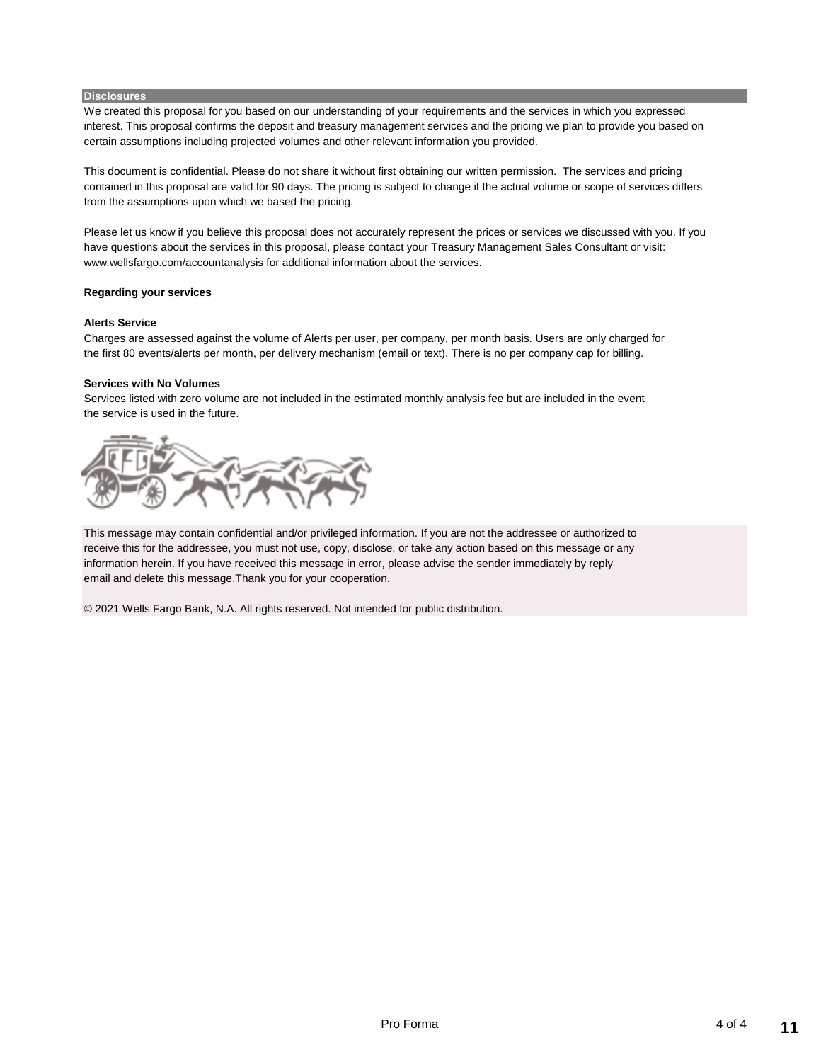## Disclosures

We created this proposal for you based on our understanding of your requirements and the services in which you expressed interest. This proposal confirms the deposit and treasury management services and the pricing we plan to provide you based on certain assumptions including projected volumes and other relevant information you provided.

This document is confidential. Please do not share it without first obtaining our written permission. The services and pricing contained in this proposal are valid for 90 days. The pricing is subject to change if the actual volume or scope of services differs from the assumptions upon which we based the pricing.

Please let us know if you believe this proposal does not accurately represent the prices or services we discussed with you. If you have questions about the services in this proposal, please contact your Treasury Management Sales Consultant or visit: www.wellsfargo.com/accountanalysis for additional information about the services.

**Regarding your services**

**Alerts Service**

Charges are assessed against the volume of Alerts per user, per company, per month basis. Users are only charged for the first 80 events/alerts per month, per delivery mechanism (email or text). There is no per company cap for billing.

**Services with No Volumes**

Services listed with zero volume are not included in the estimated monthly analysis fee but are included in the event the service is used in the future.

This message may contain confidential and/or privileged information. If you are not the addressee or authorized to receive this for the addressee, you must not use, copy, disclose, or take any action based on this message or any information herein. If you have received this message in error, please advise the sender immediately by reply email and delete this message.Thank you for your cooperation.

© 2021 Wells Fargo Bank, N.A. All rights reserved. Not intended for public distribution.

Pro Forma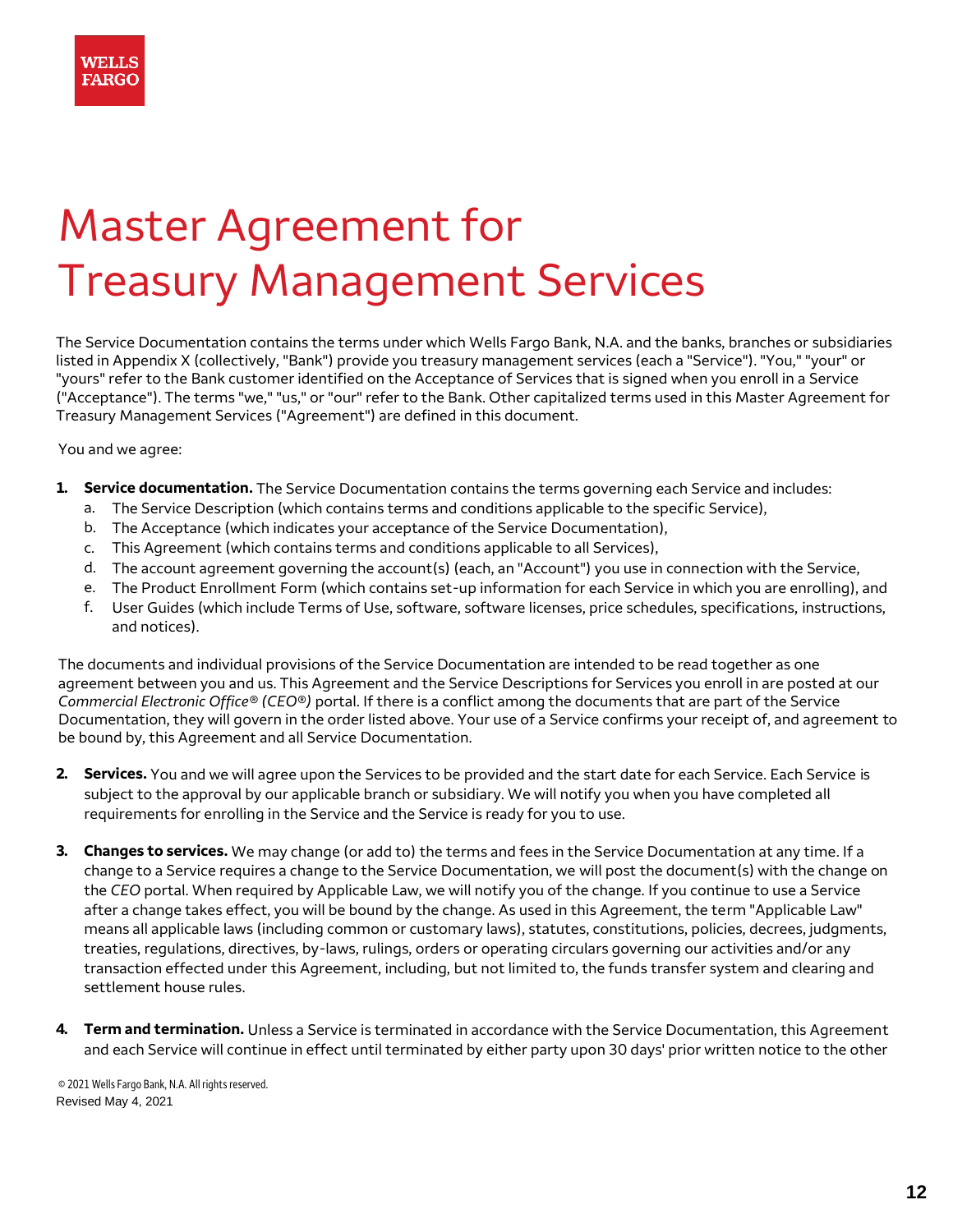WELLS FARGO

# Master Agreement for Treasury Management Services

The Service Documentation contains the terms under which Wells Fargo Bank, N.A. and the banks, branches or subsidiaries listed in Appendix X (collectively, "Bank") provide you treasury management services (each a "Service"). "You," "your" or "yours" refer to the Bank customer identified on the Acceptance of Services that is signed when you enroll in a Service ("Acceptance"). The terms "we," "us," or "our" refer to the Bank. Other capitalized terms used in this Master Agreement for Treasury Management Services ("Agreement") are defined in this document.

You and we agree:

1. **Service documentation.** The Service Documentation contains the terms governing each Service and includes:
   a. The Service Description (which contains terms and conditions applicable to the specific Service),
   b. The Acceptance (which indicates your acceptance of the Service Documentation),
   c. This Agreement (which contains terms and conditions applicable to all Services),
   d. The account agreement governing the account(s) (each, an "Account") you use in connection with the Service,
   e. The Product Enrollment Form (which contains set-up information for each Service in which you are enrolling), and
   f. User Guides (which include Terms of Use, software, software licenses, price schedules, specifications, instructions, and notices).

The documents and individual provisions of the Service Documentation are intended to be read together as one agreement between you and us. This Agreement and the Service Descriptions for Services you enroll in are posted at our *Commercial Electronic Office® (CEO®)* portal. If there is a conflict among the documents that are part of the Service Documentation, they will govern in the order listed above. Your use of a Service confirms your receipt of, and agreement to be bound by, this Agreement and all Service Documentation.

2. **Services.** You and we will agree upon the Services to be provided and the start date for each Service. Each Service is subject to the approval by our applicable branch or subsidiary. We will notify you when you have completed all requirements for enrolling in the Service and the Service is ready for you to use.

3. **Changes to services.** We may change (or add to) the terms and fees in the Service Documentation at any time. If a change to a Service requires a change to the Service Documentation, we will post the document(s) with the change on the *CEO* portal. When required by Applicable Law, we will notify you of the change. If you continue to use a Service after a change takes effect, you will be bound by the change. As used in this Agreement, the term "Applicable Law" means all applicable laws (including common or customary laws), statutes, constitutions, policies, decrees, judgments, treaties, regulations, directives, by-laws, rulings, orders or operating circulars governing our activities and/or any transaction effected under this Agreement, including, but not limited to, the funds transfer system and clearing and settlement house rules.

4. **Term and termination.** Unless a Service is terminated in accordance with the Service Documentation, this Agreement and each Service will continue in effect until terminated by either party upon 30 days' prior written notice to the other

© 2021 Wells Fargo Bank, N.A. All rights reserved.
Revised May 4, 2021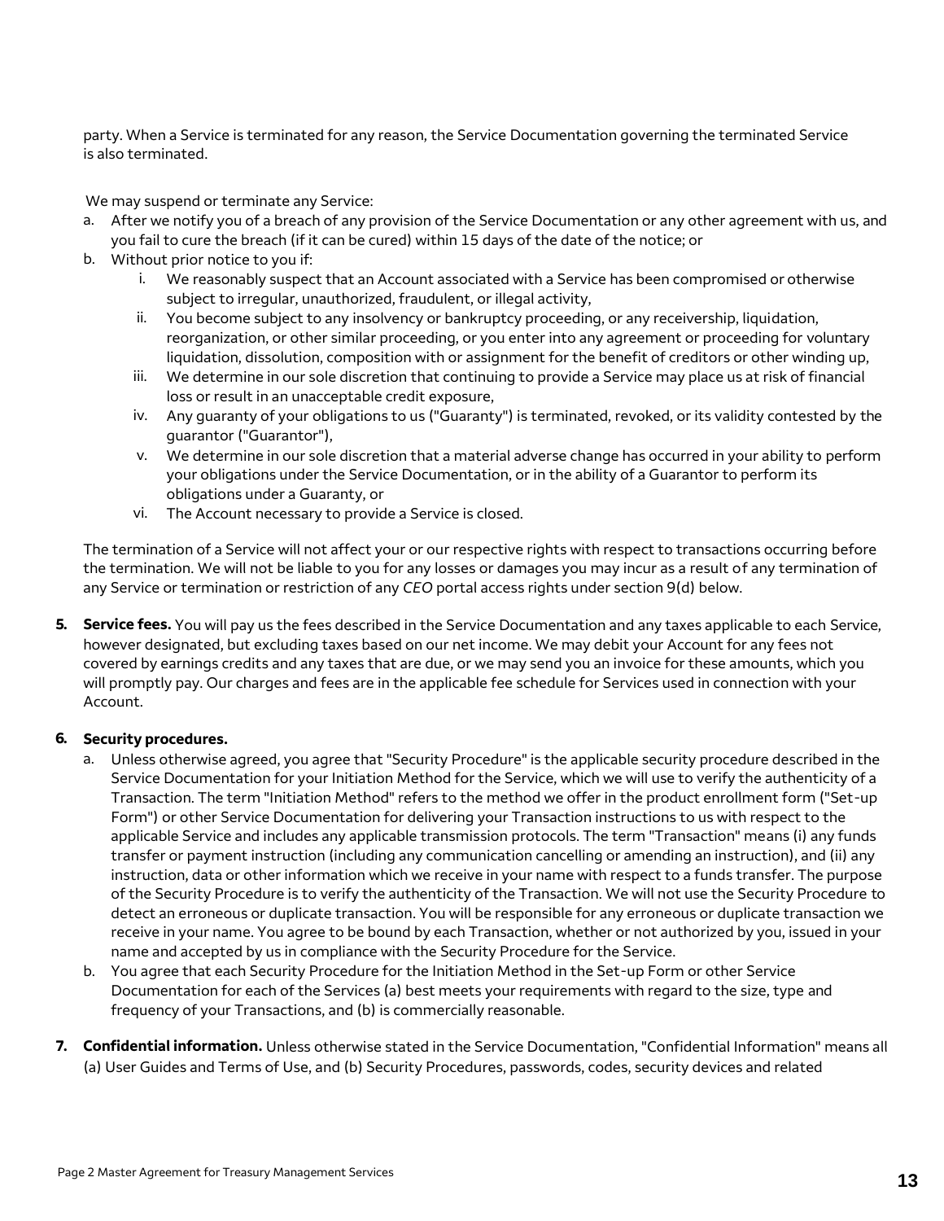party. When a Service is terminated for any reason, the Service Documentation governing the terminated Service is also terminated.

We may suspend or terminate any Service:

a. After we notify you of a breach of any provision of the Service Documentation or any other agreement with us, and you fail to cure the breach (if it can be cured) within 15 days of the date of the notice; or
b. Without prior notice to you if:
    i. We reasonably suspect that an Account associated with a Service has been compromised or otherwise subject to irregular, unauthorized, fraudulent, or illegal activity,
    ii. You become subject to any insolvency or bankruptcy proceeding, or any receivership, liquidation, reorganization, or other similar proceeding, or you enter into any agreement or proceeding for voluntary liquidation, dissolution, composition with or assignment for the benefit of creditors or other winding up,
    iii. We determine in our sole discretion that continuing to provide a Service may place us at risk of financial loss or result in an unacceptable credit exposure,
    iv. Any guaranty of your obligations to us ("Guaranty") is terminated, revoked, or its validity contested by the guarantor ("Guarantor"),
    v. We determine in our sole discretion that a material adverse change has occurred in your ability to perform your obligations under the Service Documentation, or in the ability of a Guarantor to perform its obligations under a Guaranty, or
    vi. The Account necessary to provide a Service is closed.

The termination of a Service will not affect your or our respective rights with respect to transactions occurring before the termination. We will not be liable to you for any losses or damages you may incur as a result of any termination of any Service or termination or restriction of any *CEO* portal access rights under section 9(d) below.

**5. Service fees.** You will pay us the fees described in the Service Documentation and any taxes applicable to each Service, however designated, but excluding taxes based on our net income. We may debit your Account for any fees not covered by earnings credits and any taxes that are due, or we may send you an invoice for these amounts, which you will promptly pay. Our charges and fees are in the applicable fee schedule for Services used in connection with your Account.

**6. Security procedures.**

a. Unless otherwise agreed, you agree that "Security Procedure" is the applicable security procedure described in the Service Documentation for your Initiation Method for the Service, which we will use to verify the authenticity of a Transaction. The term "Initiation Method" refers to the method we offer in the product enrollment form ("Set-up Form") or other Service Documentation for delivering your Transaction instructions to us with respect to the applicable Service and includes any applicable transmission protocols. The term "Transaction" means (i) any funds transfer or payment instruction (including any communication cancelling or amending an instruction), and (ii) any instruction, data or other information which we receive in your name with respect to a funds transfer. The purpose of the Security Procedure is to verify the authenticity of the Transaction. We will not use the Security Procedure to detect an erroneous or duplicate transaction. You will be responsible for any erroneous or duplicate transaction we receive in your name. You agree to be bound by each Transaction, whether or not authorized by you, issued in your name and accepted by us in compliance with the Security Procedure for the Service.
b. You agree that each Security Procedure for the Initiation Method in the Set-up Form or other Service Documentation for each of the Services (a) best meets your requirements with regard to the size, type and frequency of your Transactions, and (b) is commercially reasonable.

**7. Confidential information.** Unless otherwise stated in the Service Documentation, "Confidential Information" means all (a) User Guides and Terms of Use, and (b) Security Procedures, passwords, codes, security devices and related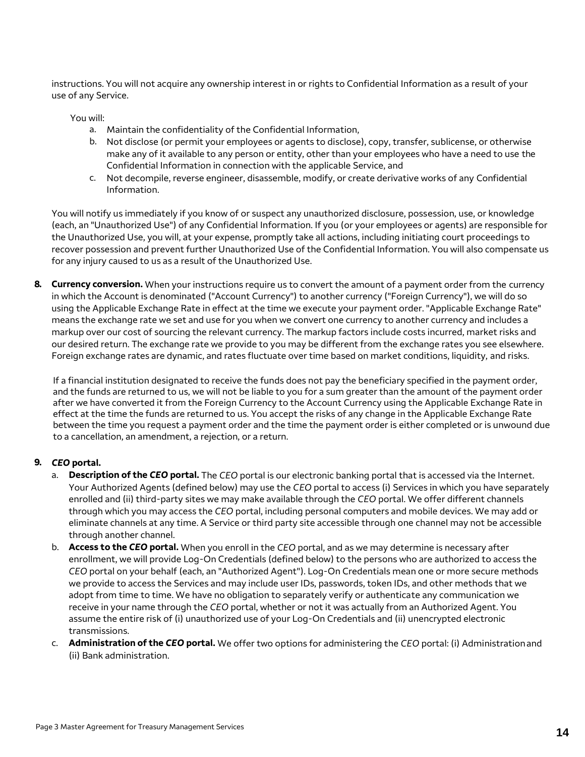instructions. You will not acquire any ownership interest in or rights to Confidential Information as a result of your use of any Service.

You will:

a. Maintain the confidentiality of the Confidential Information,
b. Not disclose (or permit your employees or agents to disclose), copy, transfer, sublicense, or otherwise make any of it available to any person or entity, other than your employees who have a need to use the Confidential Information in connection with the applicable Service, and
c. Not decompile, reverse engineer, disassemble, modify, or create derivative works of any Confidential Information.

You will notify us immediately if you know of or suspect any unauthorized disclosure, possession, use, or knowledge (each, an "Unauthorized Use") of any Confidential Information. If you (or your employees or agents) are responsible for the Unauthorized Use, you will, at your expense, promptly take all actions, including initiating court proceedings to recover possession and prevent further Unauthorized Use of the Confidential Information. You will also compensate us for any injury caused to us as a result of the Unauthorized Use.

**8. Currency conversion.** When your instructions require us to convert the amount of a payment order from the currency in which the Account is denominated ("Account Currency") to another currency ("Foreign Currency"), we will do so using the Applicable Exchange Rate in effect at the time we execute your payment order. "Applicable Exchange Rate" means the exchange rate we set and use for you when we convert one currency to another currency and includes a markup over our cost of sourcing the relevant currency. The markup factors include costs incurred, market risks and our desired return. The exchange rate we provide to you may be different from the exchange rates you see elsewhere. Foreign exchange rates are dynamic, and rates fluctuate over time based on market conditions, liquidity, and risks.

If a financial institution designated to receive the funds does not pay the beneficiary specified in the payment order, and the funds are returned to us, we will not be liable to you for a sum greater than the amount of the payment order after we have converted it from the Foreign Currency to the Account Currency using the Applicable Exchange Rate in effect at the time the funds are returned to us. You accept the risks of any change in the Applicable Exchange Rate between the time you request a payment order and the time the payment order is either completed or is unwound due to a cancellation, an amendment, a rejection, or a return.

**9. *CEO* portal.**

a. **Description of the *CEO* portal.** The *CEO* portal is our electronic banking portal that is accessed via the Internet. Your Authorized Agents (defined below) may use the *CEO* portal to access (i) Services in which you have separately enrolled and (ii) third-party sites we may make available through the *CEO* portal. We offer different channels through which you may access the *CEO* portal, including personal computers and mobile devices. We may add or eliminate channels at any time. A Service or third party site accessible through one channel may not be accessible through another channel.

b. **Access to the *CEO* portal.** When you enroll in the *CEO* portal, and as we may determine is necessary after enrollment, we will provide Log-On Credentials (defined below) to the persons who are authorized to access the *CEO* portal on your behalf (each, an "Authorized Agent"). Log-On Credentials mean one or more secure methods we provide to access the Services and may include user IDs, passwords, token IDs, and other methods that we adopt from time to time. We have no obligation to separately verify or authenticate any communication we receive in your name through the *CEO* portal, whether or not it was actually from an Authorized Agent. You assume the entire risk of (i) unauthorized use of your Log-On Credentials and (ii) unencrypted electronic transmissions.

c. **Administration of the *CEO* portal.** We offer two options for administering the *CEO* portal: (i) Administration and (ii) Bank administration.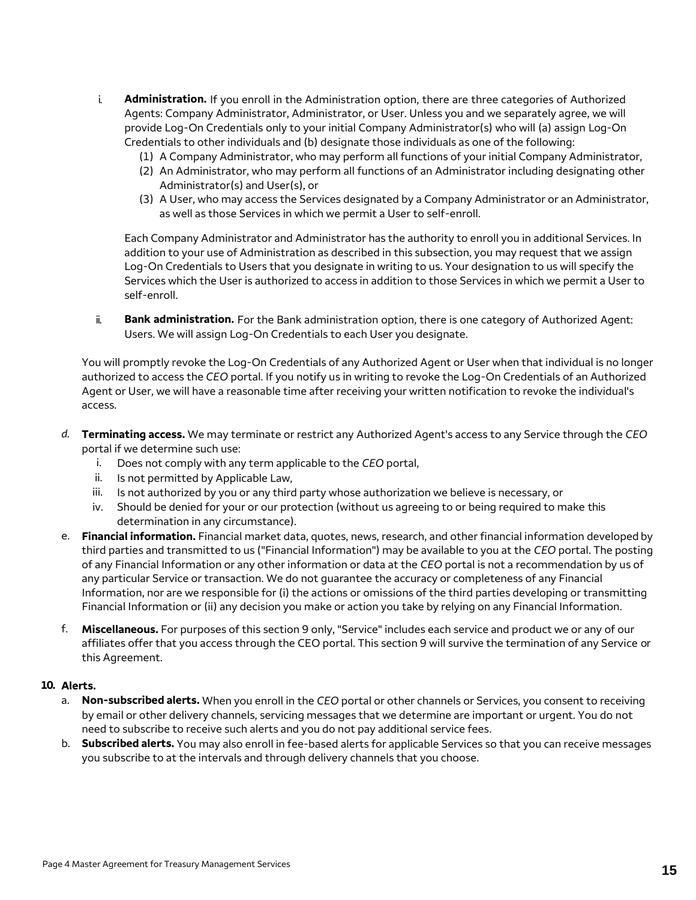i. **Administration.** If you enroll in the Administration option, there are three categories of Authorized Agents: Company Administrator, Administrator, or User. Unless you and we separately agree, we will provide Log-On Credentials only to your initial Company Administrator(s) who will (a) assign Log-On Credentials to other individuals and (b) designate those individuals as one of the following:
   (1) A Company Administrator, who may perform all functions of your initial Company Administrator,
   (2) An Administrator, who may perform all functions of an Administrator including designating other Administrator(s) and User(s), or
   (3) A User, who may access the Services designated by a Company Administrator or an Administrator, as well as those Services in which we permit a User to self-enroll.

   Each Company Administrator and Administrator has the authority to enroll you in additional Services. In addition to your use of Administration as described in this subsection, you may request that we assign Log-On Credentials to Users that you designate in writing to us. Your designation to us will specify the Services which the User is authorized to access in addition to those Services in which we permit a User to self-enroll.

ii. **Bank administration.** For the Bank administration option, there is one category of Authorized Agent: Users. We will assign Log-On Credentials to each User you designate.

You will promptly revoke the Log-On Credentials of any Authorized Agent or User when that individual is no longer authorized to access the *CEO* portal. If you notify us in writing to revoke the Log-On Credentials of an Authorized Agent or User, we will have a reasonable time after receiving your written notification to revoke the individual's access.

d. **Terminating access.** We may terminate or restrict any Authorized Agent's access to any Service through the *CEO* portal if we determine such use:
   i. Does not comply with any term applicable to the *CEO* portal,
   ii. Is not permitted by Applicable Law,
   iii. Is not authorized by you or any third party whose authorization we believe is necessary, or
   iv. Should be denied for your or our protection (without us agreeing to or being required to make this determination in any circumstance).

e. **Financial information.** Financial market data, quotes, news, research, and other financial information developed by third parties and transmitted to us ("Financial Information") may be available to you at the *CEO* portal. The posting of any Financial Information or any other information or data at the *CEO* portal is not a recommendation by us of any particular Service or transaction. We do not guarantee the accuracy or completeness of any Financial Information, nor are we responsible for (i) the actions or omissions of the third parties developing or transmitting Financial Information or (ii) any decision you make or action you take by relying on any Financial Information.

f. **Miscellaneous.** For purposes of this section 9 only, "Service" includes each service and product we or any of our affiliates offer that you access through the CEO portal. This section 9 will survive the termination of any Service or this Agreement.

**10. Alerts.**

a. **Non-subscribed alerts.** When you enroll in the *CEO* portal or other channels or Services, you consent to receiving by email or other delivery channels, servicing messages that we determine are important or urgent. You do not need to subscribe to receive such alerts and you do not pay additional service fees.

b. **Subscribed alerts.** You may also enroll in fee-based alerts for applicable Services so that you can receive messages you subscribe to at the intervals and through delivery channels that you choose.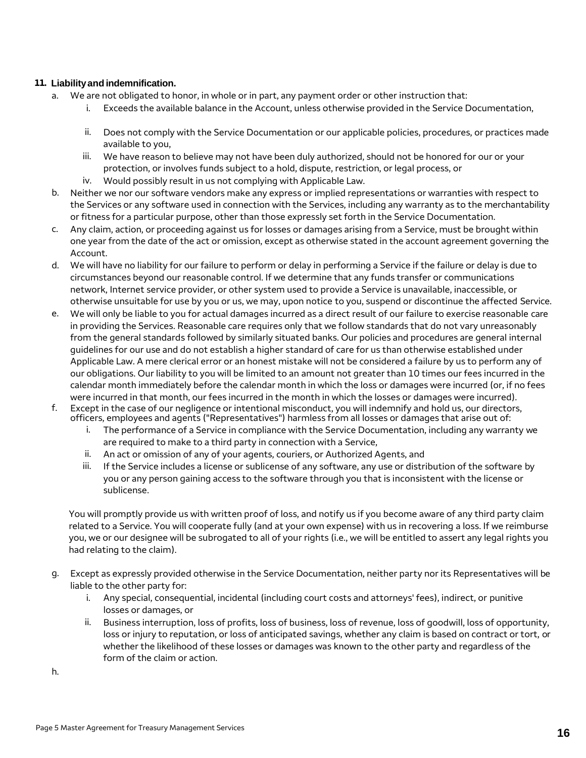## 11. Liability and indemnification.

a. We are not obligated to honor, in whole or in part, any payment order or other instruction that:
   i. Exceeds the available balance in the Account, unless otherwise provided in the Service Documentation,
   ii. Does not comply with the Service Documentation or our applicable policies, procedures, or practices made available to you,
   iii. We have reason to believe may not have been duly authorized, should not be honored for our or your protection, or involves funds subject to a hold, dispute, restriction, or legal process, or
   iv. Would possibly result in us not complying with Applicable Law.

b. Neither we nor our software vendors make any express or implied representations or warranties with respect to the Services or any software used in connection with the Services, including any warranty as to the merchantability or fitness for a particular purpose, other than those expressly set forth in the Service Documentation.

c. Any claim, action, or proceeding against us for losses or damages arising from a Service, must be brought within one year from the date of the act or omission, except as otherwise stated in the account agreement governing the Account.

d. We will have no liability for our failure to perform or delay in performing a Service if the failure or delay is due to circumstances beyond our reasonable control. If we determine that any funds transfer or communications network, Internet service provider, or other system used to provide a Service is unavailable, inaccessible, or otherwise unsuitable for use by you or us, we may, upon notice to you, suspend or discontinue the affected Service.

e. We will only be liable to you for actual damages incurred as a direct result of our failure to exercise reasonable care in providing the Services. Reasonable care requires only that we follow standards that do not vary unreasonably from the general standards followed by similarly situated banks. Our policies and procedures are general internal guidelines for our use and do not establish a higher standard of care for us than otherwise established under Applicable Law. A mere clerical error or an honest mistake will not be considered a failure by us to perform any of our obligations. Our liability to you will be limited to an amount not greater than 10 times our fees incurred in the calendar month immediately before the calendar month in which the loss or damages were incurred (or, if no fees were incurred in that month, our fees incurred in the month in which the losses or damages were incurred).

f. Except in the case of our negligence or intentional misconduct, you will indemnify and hold us, our directors, officers, employees and agents ("Representatives") harmless from all losses or damages that arise out of:
   i. The performance of a Service in compliance with the Service Documentation, including any warranty we are required to make to a third party in connection with a Service,
   ii. An act or omission of any of your agents, couriers, or Authorized Agents, and
   iii. If the Service includes a license or sublicense of any software, any use or distribution of the software by you or any person gaining access to the software through you that is inconsistent with the license or sublicense.

   You will promptly provide us with written proof of loss, and notify us if you become aware of any third party claim related to a Service. You will cooperate fully (and at your own expense) with us in recovering a loss. If we reimburse you, we or our designee will be subrogated to all of your rights (i.e., we will be entitled to assert any legal rights you had relating to the claim).

g. Except as expressly provided otherwise in the Service Documentation, neither party nor its Representatives will be liable to the other party for:
   i. Any special, consequential, incidental (including court costs and attorneys' fees), indirect, or punitive losses or damages, or
   ii. Business interruption, loss of profits, loss of business, loss of revenue, loss of goodwill, loss of opportunity, loss or injury to reputation, or loss of anticipated savings, whether any claim is based on contract or tort, or whether the likelihood of these losses or damages was known to the other party and regardless of the form of the claim or action.

h.

Page 5 Master Agreement for Treasury Management Services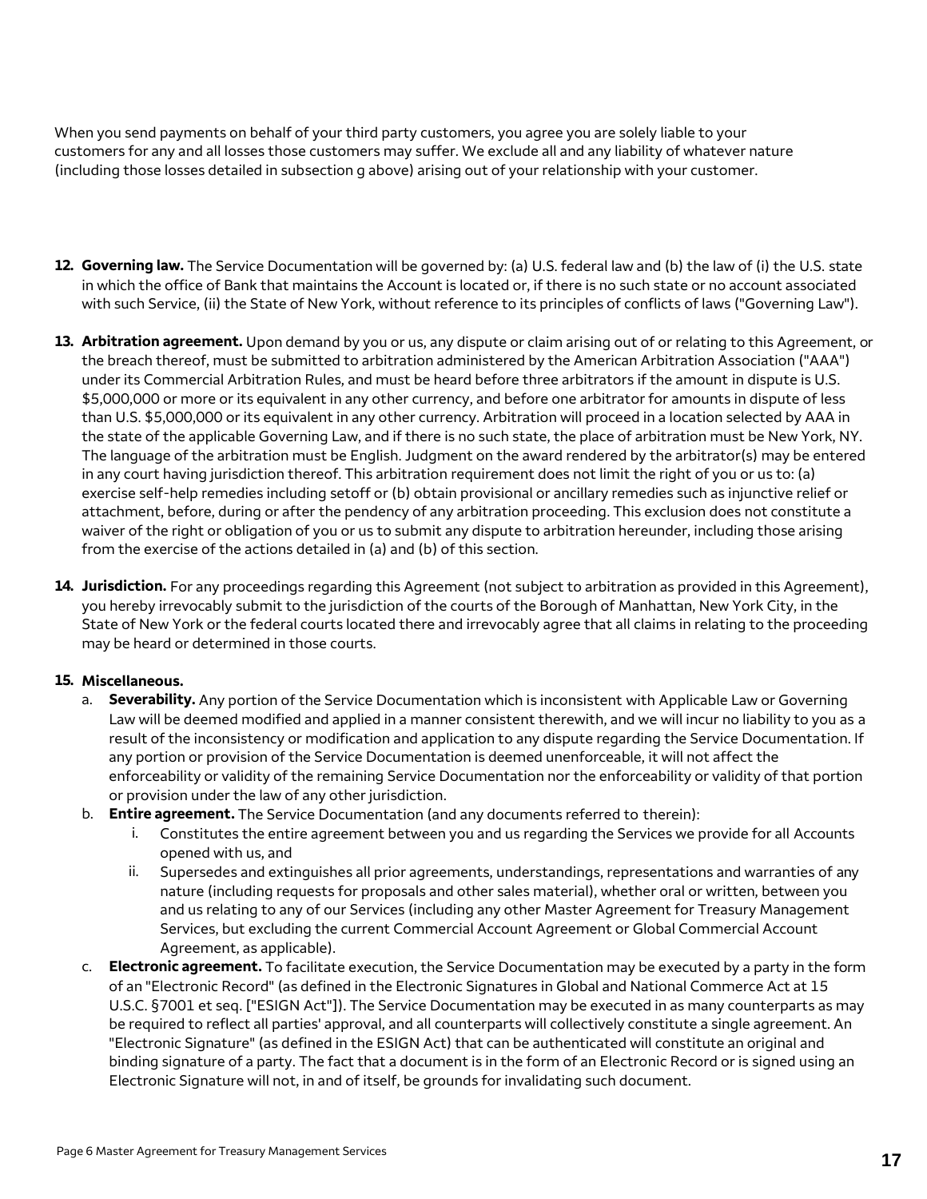When you send payments on behalf of your third party customers, you agree you are solely liable to your customers for any and all losses those customers may suffer. We exclude all and any liability of whatever nature (including those losses detailed in subsection g above) arising out of your relationship with your customer.

12. **Governing law.** The Service Documentation will be governed by: (a) U.S. federal law and (b) the law of (i) the U.S. state in which the office of Bank that maintains the Account is located or, if there is no such state or no account associated with such Service, (ii) the State of New York, without reference to its principles of conflicts of laws ("Governing Law").

13. **Arbitration agreement.** Upon demand by you or us, any dispute or claim arising out of or relating to this Agreement, or the breach thereof, must be submitted to arbitration administered by the American Arbitration Association ("AAA") under its Commercial Arbitration Rules, and must be heard before three arbitrators if the amount in dispute is U.S. $5,000,000 or more or its equivalent in any other currency, and before one arbitrator for amounts in dispute of less than U.S. $5,000,000 or its equivalent in any other currency. Arbitration will proceed in a location selected by AAA in the state of the applicable Governing Law, and if there is no such state, the place of arbitration must be New York, NY. The language of the arbitration must be English. Judgment on the award rendered by the arbitrator(s) may be entered in any court having jurisdiction thereof. This arbitration requirement does not limit the right of you or us to: (a) exercise self-help remedies including setoff or (b) obtain provisional or ancillary remedies such as injunctive relief or attachment, before, during or after the pendency of any arbitration proceeding. This exclusion does not constitute a waiver of the right or obligation of you or us to submit any dispute to arbitration hereunder, including those arising from the exercise of the actions detailed in (a) and (b) of this section.

14. **Jurisdiction.** For any proceedings regarding this Agreement (not subject to arbitration as provided in this Agreement), you hereby irrevocably submit to the jurisdiction of the courts of the Borough of Manhattan, New York City, in the State of New York or the federal courts located there and irrevocably agree that all claims in relating to the proceeding may be heard or determined in those courts.

15. **Miscellaneous.**
    a. **Severability.** Any portion of the Service Documentation which is inconsistent with Applicable Law or Governing Law will be deemed modified and applied in a manner consistent therewith, and we will incur no liability to you as a result of the inconsistency or modification and application to any dispute regarding the Service Documentation. If any portion or provision of the Service Documentation is deemed unenforceable, it will not affect the enforceability or validity of the remaining Service Documentation nor the enforceability or validity of that portion or provision under the law of any other jurisdiction.
    b. **Entire agreement.** The Service Documentation (and any documents referred to therein):
        i. Constitutes the entire agreement between you and us regarding the Services we provide for all Accounts opened with us, and
        ii. Supersedes and extinguishes all prior agreements, understandings, representations and warranties of any nature (including requests for proposals and other sales material), whether oral or written, between you and us relating to any of our Services (including any other Master Agreement for Treasury Management Services, but excluding the current Commercial Account Agreement or Global Commercial Account Agreement, as applicable).
    c. **Electronic agreement.** To facilitate execution, the Service Documentation may be executed by a party in the form of an "Electronic Record" (as defined in the Electronic Signatures in Global and National Commerce Act at 15 U.S.C. §7001 et seq. ["ESIGN Act"]). The Service Documentation may be executed in as many counterparts as may be required to reflect all parties' approval, and all counterparts will collectively constitute a single agreement. An "Electronic Signature" (as defined in the ESIGN Act) that can be authenticated will constitute an original and binding signature of a party. The fact that a document is in the form of an Electronic Record or is signed using an Electronic Signature will not, in and of itself, be grounds for invalidating such document.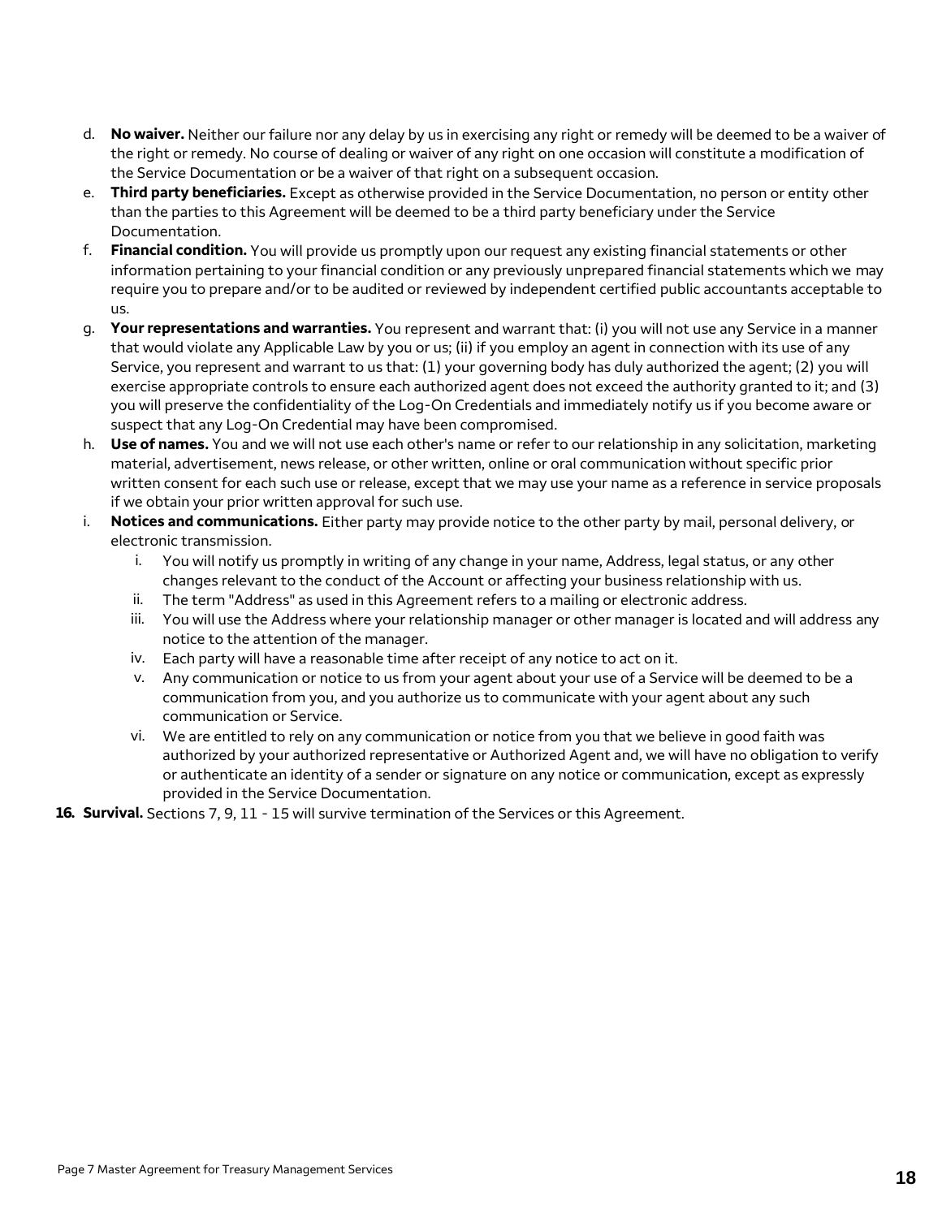d. **No waiver.** Neither our failure nor any delay by us in exercising any right or remedy will be deemed to be a waiver of the right or remedy. No course of dealing or waiver of any right on one occasion will constitute a modification of the Service Documentation or be a waiver of that right on a subsequent occasion.

e. **Third party beneficiaries.** Except as otherwise provided in the Service Documentation, no person or entity other than the parties to this Agreement will be deemed to be a third party beneficiary under the Service Documentation.

f. **Financial condition.** You will provide us promptly upon our request any existing financial statements or other information pertaining to your financial condition or any previously unprepared financial statements which we may require you to prepare and/or to be audited or reviewed by independent certified public accountants acceptable to us.

g. **Your representations and warranties.** You represent and warrant that: (i) you will not use any Service in a manner that would violate any Applicable Law by you or us; (ii) if you employ an agent in connection with its use of any Service, you represent and warrant to us that: (1) your governing body has duly authorized the agent; (2) you will exercise appropriate controls to ensure each authorized agent does not exceed the authority granted to it; and (3) you will preserve the confidentiality of the Log-On Credentials and immediately notify us if you become aware or suspect that any Log-On Credential may have been compromised.

h. **Use of names.** You and we will not use each other's name or refer to our relationship in any solicitation, marketing material, advertisement, news release, or other written, online or oral communication without specific prior written consent for each such use or release, except that we may use your name as a reference in service proposals if we obtain your prior written approval for such use.

i. **Notices and communications.** Either party may provide notice to the other party by mail, personal delivery, or electronic transmission.

   i. You will notify us promptly in writing of any change in your name, Address, legal status, or any other changes relevant to the conduct of the Account or affecting your business relationship with us.

   ii. The term "Address" as used in this Agreement refers to a mailing or electronic address.

   iii. You will use the Address where your relationship manager or other manager is located and will address any notice to the attention of the manager.

   iv. Each party will have a reasonable time after receipt of any notice to act on it.

   v. Any communication or notice to us from your agent about your use of a Service will be deemed to be a communication from you, and you authorize us to communicate with your agent about any such communication or Service.

   vi. We are entitled to rely on any communication or notice from you that we believe in good faith was authorized by your authorized representative or Authorized Agent and, we will have no obligation to verify or authenticate an identity of a sender or signature on any notice or communication, except as expressly provided in the Service Documentation.

**16. Survival.** Sections 7, 9, 11 - 15 will survive termination of the Services or this Agreement.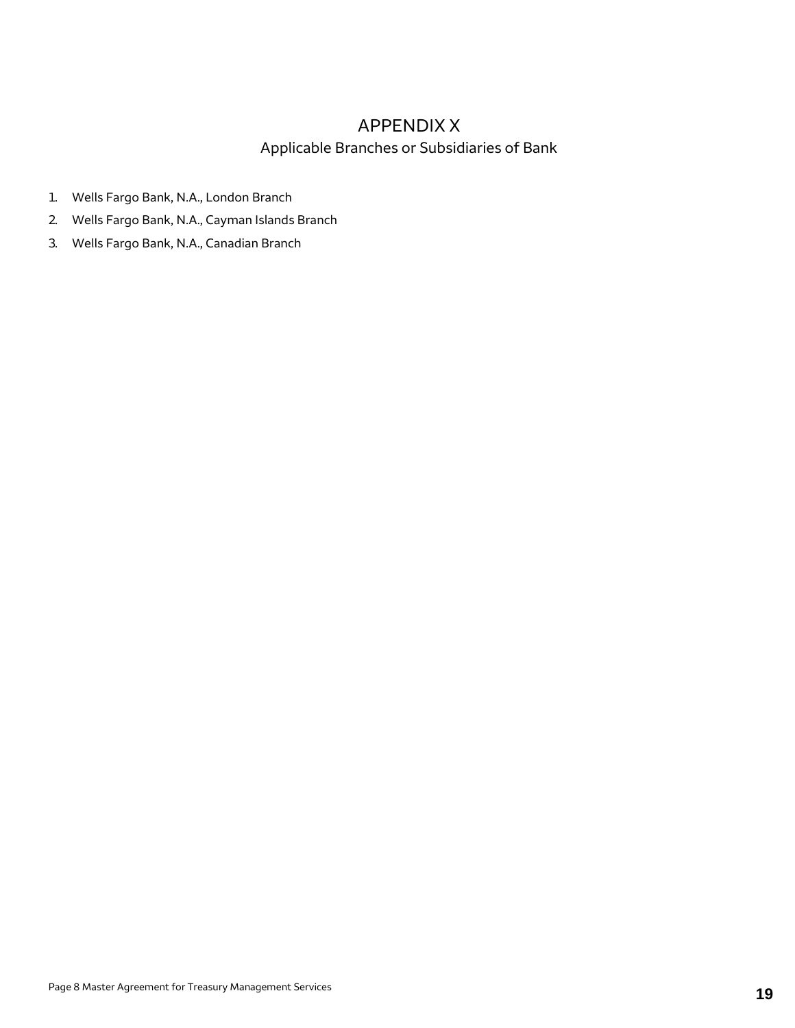# APPENDIX X

## Applicable Branches or Subsidiaries of Bank

1. Wells Fargo Bank, N.A., London Branch
2. Wells Fargo Bank, N.A., Cayman Islands Branch
3. Wells Fargo Bank, N.A., Canadian Branch